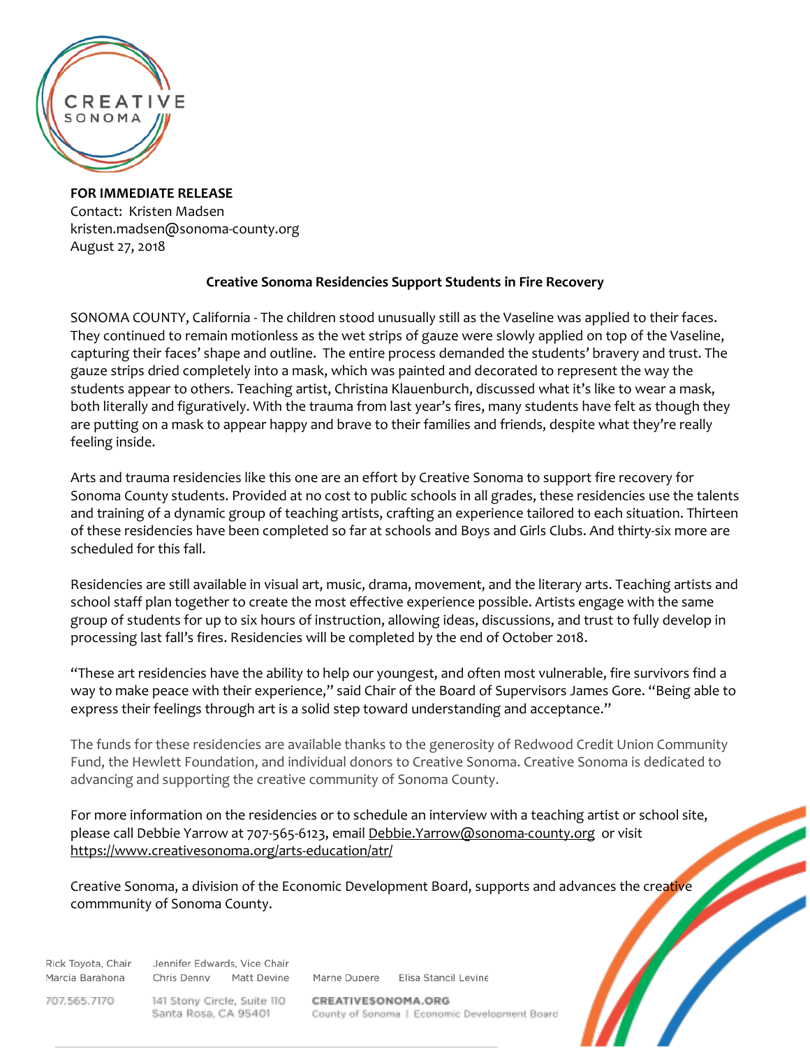**FOR IMMEDIATE RELEASE**
Contact: Kristen Madsen
kristen.madsen@sonoma-county.org
August 27, 2018

**Creative Sonoma Residencies Support Students in Fire Recovery**

SONOMA COUNTY, California - The children stood unusually still as the Vaseline was applied to their faces. They continued to remain motionless as the wet strips of gauze were slowly applied on top of the Vaseline, capturing their faces' shape and outline. The entire process demanded the students' bravery and trust. The gauze strips dried completely into a mask, which was painted and decorated to represent the way the students appear to others. Teaching artist, Christina Klauenburch, discussed what it's like to wear a mask, both literally and figuratively. With the trauma from last year's fires, many students have felt as though they are putting on a mask to appear happy and brave to their families and friends, despite what they're really feeling inside.

Arts and trauma residencies like this one are an effort by Creative Sonoma to support fire recovery for Sonoma County students. Provided at no cost to public schools in all grades, these residencies use the talents and training of a dynamic group of teaching artists, crafting an experience tailored to each situation. Thirteen of these residencies have been completed so far at schools and Boys and Girls Clubs. And thirty-six more are scheduled for this fall.

Residencies are still available in visual art, music, drama, movement, and the literary arts. Teaching artists and school staff plan together to create the most effective experience possible. Artists engage with the same group of students for up to six hours of instruction, allowing ideas, discussions, and trust to fully develop in processing last fall's fires. Residencies will be completed by the end of October 2018.

"These art residencies have the ability to help our youngest, and often most vulnerable, fire survivors find a way to make peace with their experience," said Chair of the Board of Supervisors James Gore. "Being able to express their feelings through art is a solid step toward understanding and acceptance."

The funds for these residencies are available thanks to the generosity of Redwood Credit Union Community Fund, the Hewlett Foundation, and individual donors to Creative Sonoma. Creative Sonoma is dedicated to advancing and supporting the creative community of Sonoma County.

For more information on the residencies or to schedule an interview with a teaching artist or school site, please call Debbie Yarrow at 707-565-6123, email Debbie.Yarrow@sonoma-county.org or visit https://www.creativesonoma.org/arts-education/atr/

Creative Sonoma, a division of the Economic Development Board, supports and advances the creative commmunity of Sonoma County.

Rick Toyota, Chair | Jennifer Edwards, Vice Chair
Marcia Barahona | Chris Denny | Matt Devine | Marne Dupere | Elisa Stancil Levine

707.565.7170 | 141 Stony Circle, Suite 110, Santa Rosa, CA 95401 | CREATIVESONOMA.ORG | County of Sonoma | Economic Development Board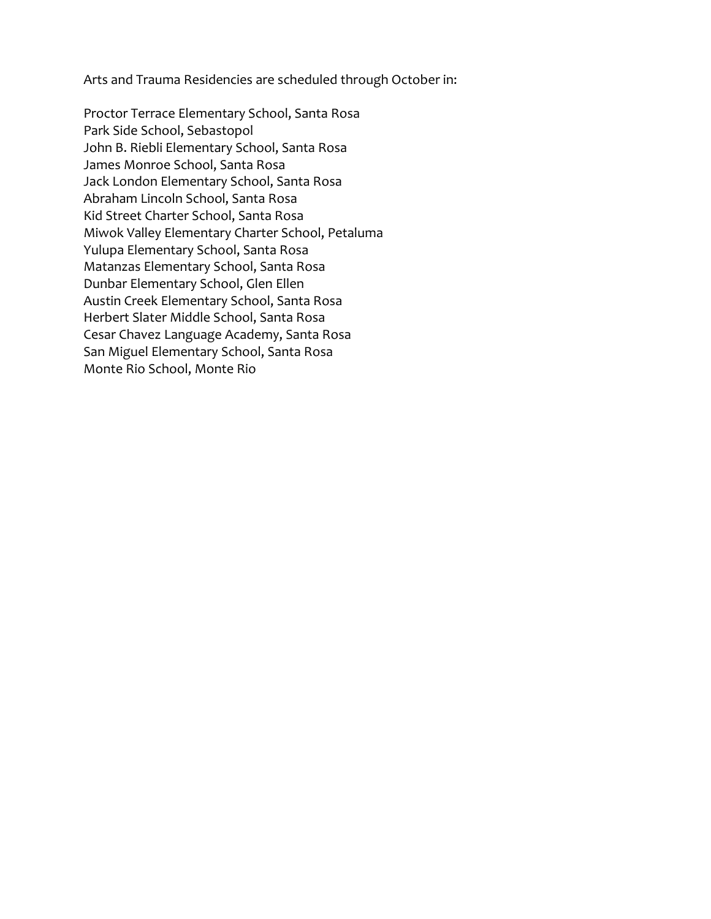Arts and Trauma Residencies are scheduled through October in:

Proctor Terrace Elementary School, Santa Rosa
Park Side School, Sebastopol
John B. Riebli Elementary School, Santa Rosa
James Monroe School, Santa Rosa
Jack London Elementary School, Santa Rosa
Abraham Lincoln School, Santa Rosa
Kid Street Charter School, Santa Rosa
Miwok Valley Elementary Charter School, Petaluma
Yulupa Elementary School, Santa Rosa
Matanzas Elementary School, Santa Rosa
Dunbar Elementary School, Glen Ellen
Austin Creek Elementary School, Santa Rosa
Herbert Slater Middle School, Santa Rosa
Cesar Chavez Language Academy, Santa Rosa
San Miguel Elementary School, Santa Rosa
Monte Rio School, Monte Rio